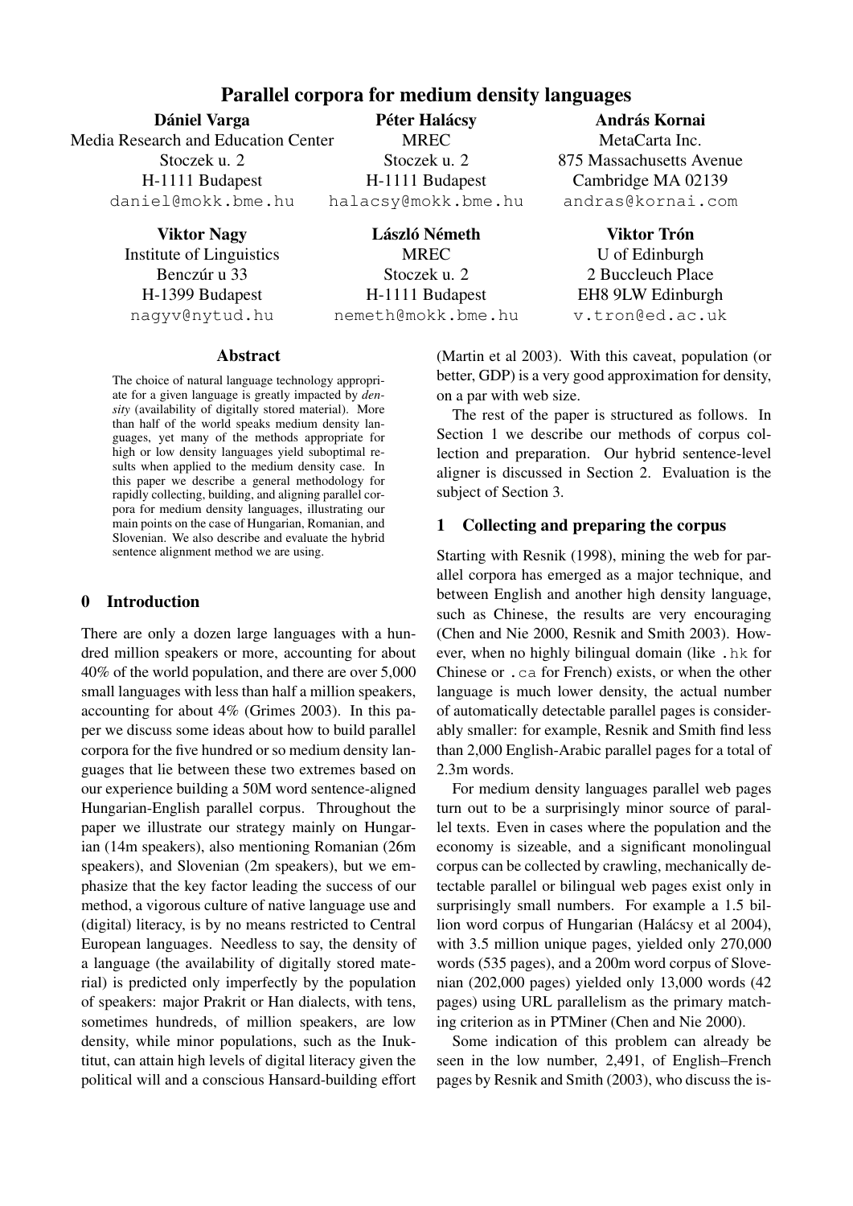# Parallel corpora for medium density languages

**Dániel Varga**
Media Research and Education Center
Stoczek u. 2
H-1111 Budapest
daniel@mokk.bme.hu

**Péter Halácsy**
MREC
Stoczek u. 2
H-1111 Budapest
halacsy@mokk.bme.hu

**András Kornai**
MetaCarta Inc.
875 Massachusetts Avenue
Cambridge MA 02139
andras@kornai.com

**Viktor Nagy**
Institute of Linguistics
Benczúr u 33
H-1399 Budapest
nagyv@nytud.hu

**László Németh**
MREC
Stoczek u. 2
H-1111 Budapest
nemeth@mokk.bme.hu

**Viktor Trón**
U of Edinburgh
2 Buccleuch Place
EH8 9LW Edinburgh
v.tron@ed.ac.uk

## Abstract

The choice of natural language technology appropriate for a given language is greatly impacted by *density* (availability of digitally stored material). More than half of the world speaks medium density languages, yet many of the methods appropriate for high or low density languages yield suboptimal results when applied to the medium density case. In this paper we describe a general methodology for rapidly collecting, building, and aligning parallel corpora for medium density languages, illustrating our main points on the case of Hungarian, Romanian, and Slovenian. We also describe and evaluate the hybrid sentence alignment method we are using.

## 0 Introduction

There are only a dozen large languages with a hundred million speakers or more, accounting for about 40% of the world population, and there are over 5,000 small languages with less than half a million speakers, accounting for about 4% (Grimes 2003). In this paper we discuss some ideas about how to build parallel corpora for the five hundred or so medium density languages that lie between these two extremes based on our experience building a 50M word sentence-aligned Hungarian-English parallel corpus. Throughout the paper we illustrate our strategy mainly on Hungarian (14m speakers), also mentioning Romanian (26m speakers), and Slovenian (2m speakers), but we emphasize that the key factor leading the success of our method, a vigorous culture of native language use and (digital) literacy, is by no means restricted to Central European languages. Needless to say, the density of a language (the availability of digitally stored material) is predicted only imperfectly by the population of speakers: major Prakrit or Han dialects, with tens, sometimes hundreds, of million speakers, are low density, while minor populations, such as the Inuktitut, can attain high levels of digital literacy given the political will and a conscious Hansard-building effort (Martin et al 2003). With this caveat, population (or better, GDP) is a very good approximation for density, on a par with web size.

The rest of the paper is structured as follows. In Section 1 we describe our methods of corpus collection and preparation. Our hybrid sentence-level aligner is discussed in Section 2. Evaluation is the subject of Section 3.

## 1 Collecting and preparing the corpus

Starting with Resnik (1998), mining the web for parallel corpora has emerged as a major technique, and between English and another high density language, such as Chinese, the results are very encouraging (Chen and Nie 2000, Resnik and Smith 2003). However, when no highly bilingual domain (like `.hk` for Chinese or `.ca` for French) exists, or when the other language is much lower density, the actual number of automatically detectable parallel pages is considerably smaller: for example, Resnik and Smith find less than 2,000 English-Arabic parallel pages for a total of 2.3m words.

For medium density languages parallel web pages turn out to be a surprisingly minor source of parallel texts. Even in cases where the population and the economy is sizeable, and a significant monolingual corpus can be collected by crawling, mechanically detectable parallel or bilingual web pages exist only in surprisingly small numbers. For example a 1.5 billion word corpus of Hungarian (Halácsy et al 2004), with 3.5 million unique pages, yielded only 270,000 words (535 pages), and a 200m word corpus of Slovenian (202,000 pages) yielded only 13,000 words (42 pages) using URL parallelism as the primary matching criterion as in PTMiner (Chen and Nie 2000).

Some indication of this problem can already be seen in the low number, 2,491, of English–French pages by Resnik and Smith (2003), who discuss the is-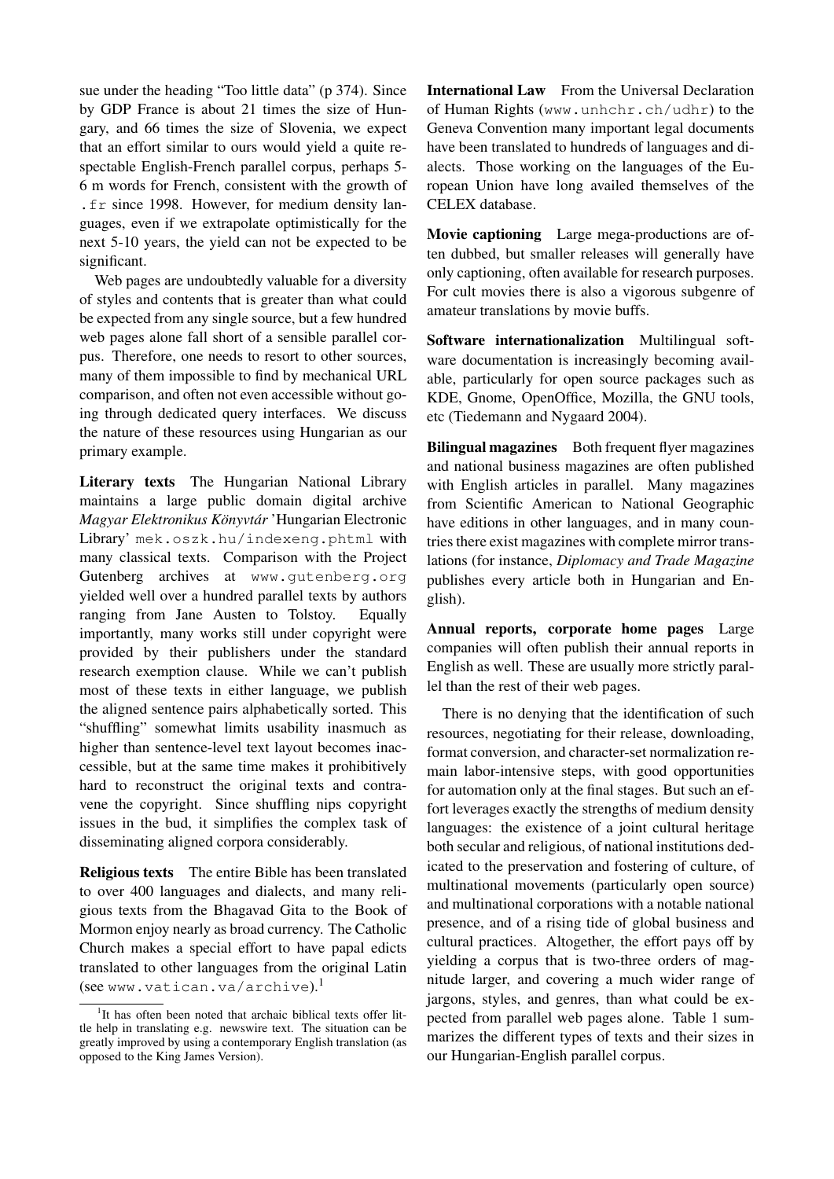sue under the heading "Too little data" (p 374). Since by GDP France is about 21 times the size of Hungary, and 66 times the size of Slovenia, we expect that an effort similar to ours would yield a quite respectable English-French parallel corpus, perhaps 5-6 m words for French, consistent with the growth of `.fr` since 1998. However, for medium density languages, even if we extrapolate optimistically for the next 5-10 years, the yield can not be expected to be significant.

Web pages are undoubtedly valuable for a diversity of styles and contents that is greater than what could be expected from any single source, but a few hundred web pages alone fall short of a sensible parallel corpus. Therefore, one needs to resort to other sources, many of them impossible to find by mechanical URL comparison, and often not even accessible without going through dedicated query interfaces. We discuss the nature of these resources using Hungarian as our primary example.

**Literary texts** The Hungarian National Library maintains a large public domain digital archive *Magyar Elektronikus Könyvtár* 'Hungarian Electronic Library' `mek.oszk.hu/indexeng.phtml` with many classical texts. Comparison with the Project Gutenberg archives at `www.gutenberg.org` yielded well over a hundred parallel texts by authors ranging from Jane Austen to Tolstoy. Equally importantly, many works still under copyright were provided by their publishers under the standard research exemption clause. While we can't publish most of these texts in either language, we publish the aligned sentence pairs alphabetically sorted. This "shuffling" somewhat limits usability inasmuch as higher than sentence-level text layout becomes inaccessible, but at the same time makes it prohibitively hard to reconstruct the original texts and contravene the copyright. Since shuffling nips copyright issues in the bud, it simplifies the complex task of disseminating aligned corpora considerably.

**Religious texts** The entire Bible has been translated to over 400 languages and dialects, and many religious texts from the Bhagavad Gita to the Book of Mormon enjoy nearly as broad currency. The Catholic Church makes a special effort to have papal edicts translated to other languages from the original Latin (see `www.vatican.va/archive`).[1]

**International Law** From the Universal Declaration of Human Rights (`www.unhchr.ch/udhr`) to the Geneva Convention many important legal documents have been translated to hundreds of languages and dialects. Those working on the languages of the European Union have long availed themselves of the CELEX database.

**Movie captioning** Large mega-productions are often dubbed, but smaller releases will generally have only captioning, often available for research purposes. For cult movies there is also a vigorous subgenre of amateur translations by movie buffs.

**Software internationalization** Multilingual software documentation is increasingly becoming available, particularly for open source packages such as KDE, Gnome, OpenOffice, Mozilla, the GNU tools, etc (Tiedemann and Nygaard 2004).

**Bilingual magazines** Both frequent flyer magazines and national business magazines are often published with English articles in parallel. Many magazines from Scientific American to National Geographic have editions in other languages, and in many countries there exist magazines with complete mirror translations (for instance, *Diplomacy and Trade Magazine* publishes every article both in Hungarian and English).

**Annual reports, corporate home pages** Large companies will often publish their annual reports in English as well. These are usually more strictly parallel than the rest of their web pages.

There is no denying that the identification of such resources, negotiating for their release, downloading, format conversion, and character-set normalization remain labor-intensive steps, with good opportunities for automation only at the final stages. But such an effort leverages exactly the strengths of medium density languages: the existence of a joint cultural heritage both secular and religious, of national institutions dedicated to the preservation and fostering of culture, of multinational movements (particularly open source) and multinational corporations with a notable national presence, and of a rising tide of global business and cultural practices. Altogether, the effort pays off by yielding a corpus that is two-three orders of magnitude larger, and covering a much wider range of jargons, styles, and genres, than what could be expected from parallel web pages alone. Table 1 summarizes the different types of texts and their sizes in our Hungarian-English parallel corpus.

[1] It has often been noted that archaic biblical texts offer little help in translating e.g. newswire text. The situation can be greatly improved by using a contemporary English translation (as opposed to the King James Version).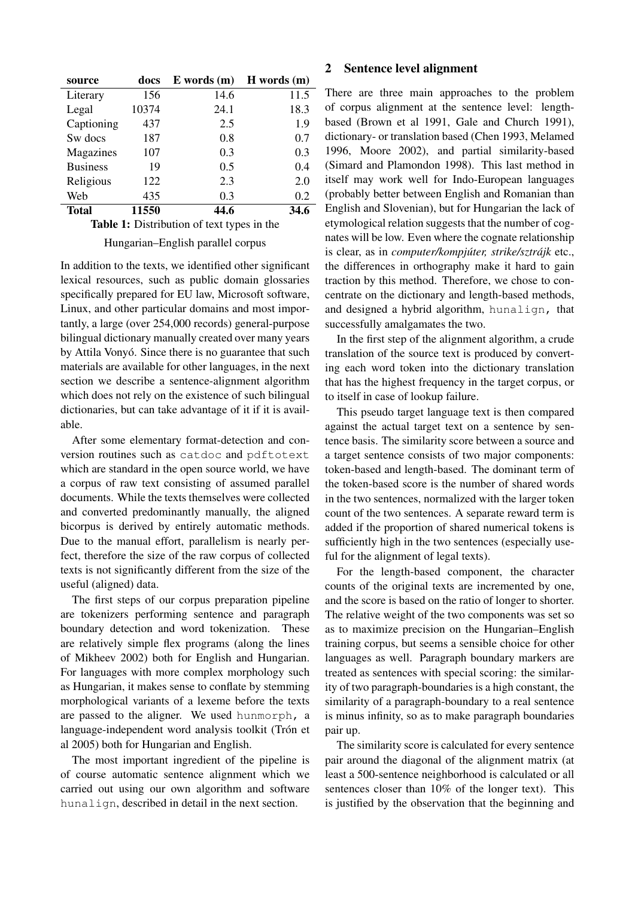| source | docs | E words (m) | H words (m) |
|---|---|---|---|
| Literary | 156 | 14.6 | 11.5 |
| Legal | 10374 | 24.1 | 18.3 |
| Captioning | 437 | 2.5 | 1.9 |
| Sw docs | 187 | 0.8 | 0.7 |
| Magazines | 107 | 0.3 | 0.3 |
| Business | 19 | 0.5 | 0.4 |
| Religious | 122 | 2.3 | 2.0 |
| Web | 435 | 0.3 | 0.2 |
| **Total** | **11550** | **44.6** | **34.6** |

**Table 1:** Distribution of text types in the Hungarian–English parallel corpus

In addition to the texts, we identified other significant lexical resources, such as public domain glossaries specifically prepared for EU law, Microsoft software, Linux, and other particular domains and most importantly, a large (over 254,000 records) general-purpose bilingual dictionary manually created over many years by Attila Vonyó. Since there is no guarantee that such materials are available for other languages, in the next section we describe a sentence-alignment algorithm which does not rely on the existence of such bilingual dictionaries, but can take advantage of it if it is available.

After some elementary format-detection and conversion routines such as `catdoc` and `pdftotext` which are standard in the open source world, we have a corpus of raw text consisting of assumed parallel documents. While the texts themselves were collected and converted predominantly manually, the aligned bicorpus is derived by entirely automatic methods. Due to the manual effort, parallelism is nearly perfect, therefore the size of the raw corpus of collected texts is not significantly different from the size of the useful (aligned) data.

The first steps of our corpus preparation pipeline are tokenizers performing sentence and paragraph boundary detection and word tokenization. These are relatively simple flex programs (along the lines of Mikheev 2002) both for English and Hungarian. For languages with more complex morphology such as Hungarian, it makes sense to conflate by stemming morphological variants of a lexeme before the texts are passed to the aligner. We used `hunmorph`, a language-independent word analysis toolkit (Trón et al 2005) both for Hungarian and English.

The most important ingredient of the pipeline is of course automatic sentence alignment which we carried out using our own algorithm and software `hunalign`, described in detail in the next section.

## 2 Sentence level alignment

There are three main approaches to the problem of corpus alignment at the sentence level: length-based (Brown et al 1991, Gale and Church 1991), dictionary- or translation based (Chen 1993, Melamed 1996, Moore 2002), and partial similarity-based (Simard and Plamondon 1998). This last method in itself may work well for Indo-European languages (probably better between English and Romanian than English and Slovenian), but for Hungarian the lack of etymological relation suggests that the number of cognates will be low. Even where the cognate relationship is clear, as in *computer/kompjúter, strike/sztrájk* etc., the differences in orthography make it hard to gain traction by this method. Therefore, we chose to concentrate on the dictionary and length-based methods, and designed a hybrid algorithm, `hunalign`, that successfully amalgamates the two.

In the first step of the alignment algorithm, a crude translation of the source text is produced by converting each word token into the dictionary translation that has the highest frequency in the target corpus, or to itself in case of lookup failure.

This pseudo target language text is then compared against the actual target text on a sentence by sentence basis. The similarity score between a source and a target sentence consists of two major components: token-based and length-based. The dominant term of the token-based score is the number of shared words in the two sentences, normalized with the larger token count of the two sentences. A separate reward term is added if the proportion of shared numerical tokens is sufficiently high in the two sentences (especially useful for the alignment of legal texts).

For the length-based component, the character counts of the original texts are incremented by one, and the score is based on the ratio of longer to shorter. The relative weight of the two components was set so as to maximize precision on the Hungarian–English training corpus, but seems a sensible choice for other languages as well. Paragraph boundary markers are treated as sentences with special scoring: the similarity of two paragraph-boundaries is a high constant, the similarity of a paragraph-boundary to a real sentence is minus infinity, so as to make paragraph boundaries pair up.

The similarity score is calculated for every sentence pair around the diagonal of the alignment matrix (at least a 500-sentence neighborhood is calculated or all sentences closer than 10% of the longer text). This is justified by the observation that the beginning and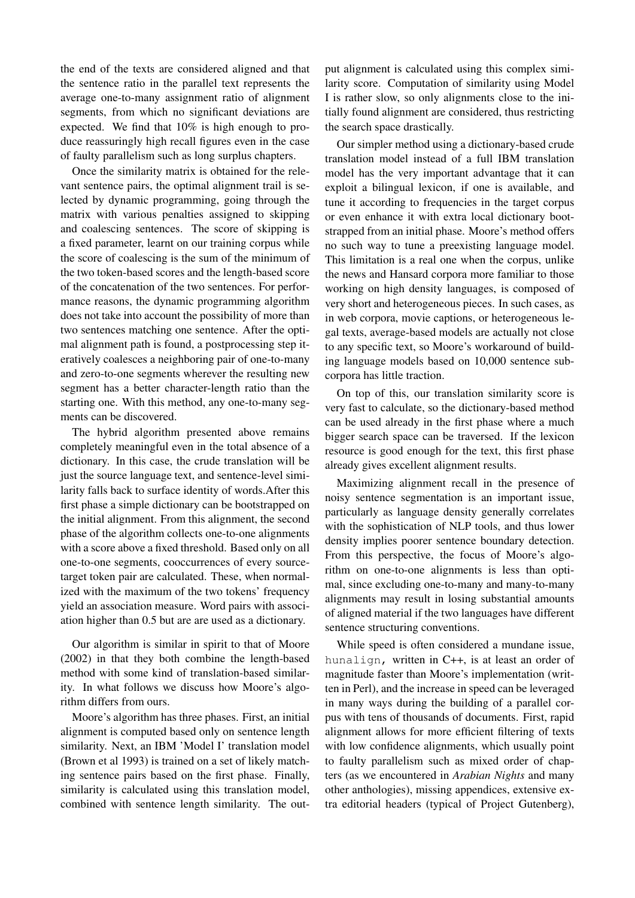the end of the texts are considered aligned and that the sentence ratio in the parallel text represents the average one-to-many assignment ratio of alignment segments, from which no significant deviations are expected. We find that 10% is high enough to produce reassuringly high recall figures even in the case of faulty parallelism such as long surplus chapters.

Once the similarity matrix is obtained for the relevant sentence pairs, the optimal alignment trail is selected by dynamic programming, going through the matrix with various penalties assigned to skipping and coalescing sentences. The score of skipping is a fixed parameter, learnt on our training corpus while the score of coalescing is the sum of the minimum of the two token-based scores and the length-based score of the concatenation of the two sentences. For performance reasons, the dynamic programming algorithm does not take into account the possibility of more than two sentences matching one sentence. After the optimal alignment path is found, a postprocessing step iteratively coalesces a neighboring pair of one-to-many and zero-to-one segments wherever the resulting new segment has a better character-length ratio than the starting one. With this method, any one-to-many segments can be discovered.

The hybrid algorithm presented above remains completely meaningful even in the total absence of a dictionary. In this case, the crude translation will be just the source language text, and sentence-level similarity falls back to surface identity of words.After this first phase a simple dictionary can be bootstrapped on the initial alignment. From this alignment, the second phase of the algorithm collects one-to-one alignments with a score above a fixed threshold. Based only on all one-to-one segments, cooccurrences of every source-target token pair are calculated. These, when normalized with the maximum of the two tokens' frequency yield an association measure. Word pairs with association higher than 0.5 but are are used as a dictionary.

Our algorithm is similar in spirit to that of Moore (2002) in that they both combine the length-based method with some kind of translation-based similarity. In what follows we discuss how Moore's algorithm differs from ours.

Moore's algorithm has three phases. First, an initial alignment is computed based only on sentence length similarity. Next, an IBM 'Model I' translation model (Brown et al 1993) is trained on a set of likely matching sentence pairs based on the first phase. Finally, similarity is calculated using this translation model, combined with sentence length similarity. The output alignment is calculated using this complex similarity score. Computation of similarity using Model I is rather slow, so only alignments close to the initially found alignment are considered, thus restricting the search space drastically.

Our simpler method using a dictionary-based crude translation model instead of a full IBM translation model has the very important advantage that it can exploit a bilingual lexicon, if one is available, and tune it according to frequencies in the target corpus or even enhance it with extra local dictionary bootstrapped from an initial phase. Moore's method offers no such way to tune a preexisting language model. This limitation is a real one when the corpus, unlike the news and Hansard corpora more familiar to those working on high density languages, is composed of very short and heterogeneous pieces. In such cases, as in web corpora, movie captions, or heterogeneous legal texts, average-based models are actually not close to any specific text, so Moore's workaround of building language models based on 10,000 sentence subcorpora has little traction.

On top of this, our translation similarity score is very fast to calculate, so the dictionary-based method can be used already in the first phase where a much bigger search space can be traversed. If the lexicon resource is good enough for the text, this first phase already gives excellent alignment results.

Maximizing alignment recall in the presence of noisy sentence segmentation is an important issue, particularly as language density generally correlates with the sophistication of NLP tools, and thus lower density implies poorer sentence boundary detection. From this perspective, the focus of Moore's algorithm on one-to-one alignments is less than optimal, since excluding one-to-many and many-to-many alignments may result in losing substantial amounts of aligned material if the two languages have different sentence structuring conventions.

While speed is often considered a mundane issue, `hunalign`, written in C++, is at least an order of magnitude faster than Moore's implementation (written in Perl), and the increase in speed can be leveraged in many ways during the building of a parallel corpus with tens of thousands of documents. First, rapid alignment allows for more efficient filtering of texts with low confidence alignments, which usually point to faulty parallelism such as mixed order of chapters (as we encountered in *Arabian Nights* and many other anthologies), missing appendices, extensive extra editorial headers (typical of Project Gutenberg),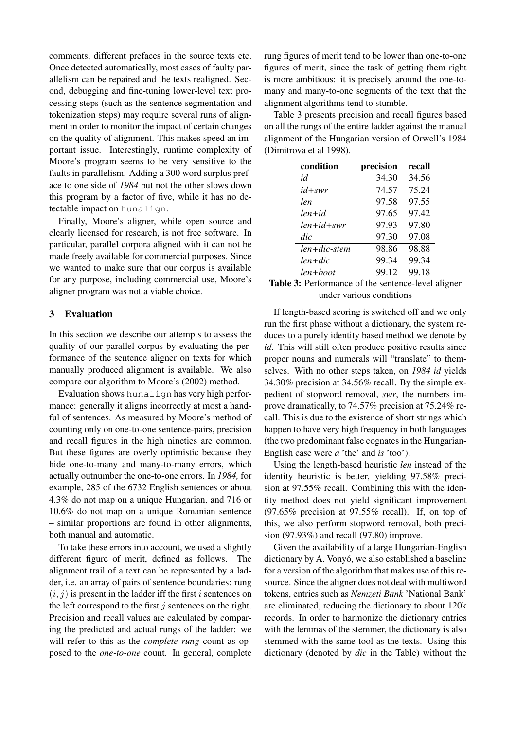comments, different prefaces in the source texts etc. Once detected automatically, most cases of faulty parallelism can be repaired and the texts realigned. Second, debugging and fine-tuning lower-level text processing steps (such as the sentence segmentation and tokenization steps) may require several runs of alignment in order to monitor the impact of certain changes on the quality of alignment. This makes speed an important issue. Interestingly, runtime complexity of Moore's program seems to be very sensitive to the faults in parallelism. Adding a 300 word surplus preface to one side of *1984* but not the other slows down this program by a factor of five, while it has no detectable impact on `hunalign`.

Finally, Moore's aligner, while open source and clearly licensed for research, is not free software. In particular, parallel corpora aligned with it can not be made freely available for commercial purposes. Since we wanted to make sure that our corpus is available for any purpose, including commercial use, Moore's aligner program was not a viable choice.

## 3 Evaluation

In this section we describe our attempts to assess the quality of our parallel corpus by evaluating the performance of the sentence aligner on texts for which manually produced alignment is available. We also compare our algorithm to Moore's (2002) method.

Evaluation shows `hunalign` has very high performance: generally it aligns incorrectly at most a handful of sentences. As measured by Moore's method of counting only on one-to-one sentence-pairs, precision and recall figures in the high nineties are common. But these figures are overly optimistic because they hide one-to-many and many-to-many errors, which actually outnumber the one-to-one errors. In *1984,* for example, 285 of the 6732 English sentences or about 4.3% do not map on a unique Hungarian, and 716 or 10.6% do not map on a unique Romanian sentence – similar proportions are found in other alignments, both manual and automatic.

To take these errors into account, we used a slightly different figure of merit, defined as follows. The alignment trail of a text can be represented by a ladder, i.e. an array of pairs of sentence boundaries: rung $(i, j)$ is present in the ladder iff the first $i$ sentences on the left correspond to the first $j$ sentences on the right. Precision and recall values are calculated by comparing the predicted and actual rungs of the ladder: we will refer to this as the *complete rung* count as opposed to the *one-to-one* count. In general, complete rung figures of merit tend to be lower than one-to-one figures of merit, since the task of getting them right is more ambitious: it is precisely around the one-to-many and many-to-one segments of the text that the alignment algorithms tend to stumble.

Table 3 presents precision and recall figures based on all the rungs of the entire ladder against the manual alignment of the Hungarian version of Orwell's 1984 (Dimitrova et al 1998).

| condition | precision | recall |
|---|---|---|
| *id* | 34.30 | 34.56 |
| *id+swr* | 74.57 | 75.24 |
| *len* | 97.58 | 97.55 |
| *len+id* | 97.65 | 97.42 |
| *len+id+swr* | 97.93 | 97.80 |
| *dic* | 97.30 | 97.08 |
| *len+dic-stem* | 98.86 | 98.88 |
| *len+dic* | 99.34 | 99.34 |
| *len+boot* | 99.12 | 99.18 |

**Table 3:** Performance of the sentence-level aligner under various conditions

If length-based scoring is switched off and we only run the first phase without a dictionary, the system reduces to a purely identity based method we denote by *id*. This will still often produce positive results since proper nouns and numerals will "translate" to themselves. With no other steps taken, on *1984 id* yields 34.30% precision at 34.56% recall. By the simple expedient of stopword removal, *swr*, the numbers improve dramatically, to 74.57% precision at 75.24% recall. This is due to the existence of short strings which happen to have very high frequency in both languages (the two predominant false cognates in the Hungarian-English case were *a* 'the' and *is* 'too').

Using the length-based heuristic *len* instead of the identity heuristic is better, yielding 97.58% precision at 97.55% recall. Combining this with the identity method does not yield significant improvement (97.65% precision at 97.55% recall). If, on top of this, we also perform stopword removal, both precision (97.93%) and recall (97.80) improve.

Given the availability of a large Hungarian-English dictionary by A. Vonyó, we also established a baseline for a version of the algorithm that makes use of this resource. Since the aligner does not deal with multiword tokens, entries such as *Nemzeti Bank* 'National Bank' are eliminated, reducing the dictionary to about 120k records. In order to harmonize the dictionary entries with the lemmas of the stemmer, the dictionary is also stemmed with the same tool as the texts. Using this dictionary (denoted by *dic* in the Table) without the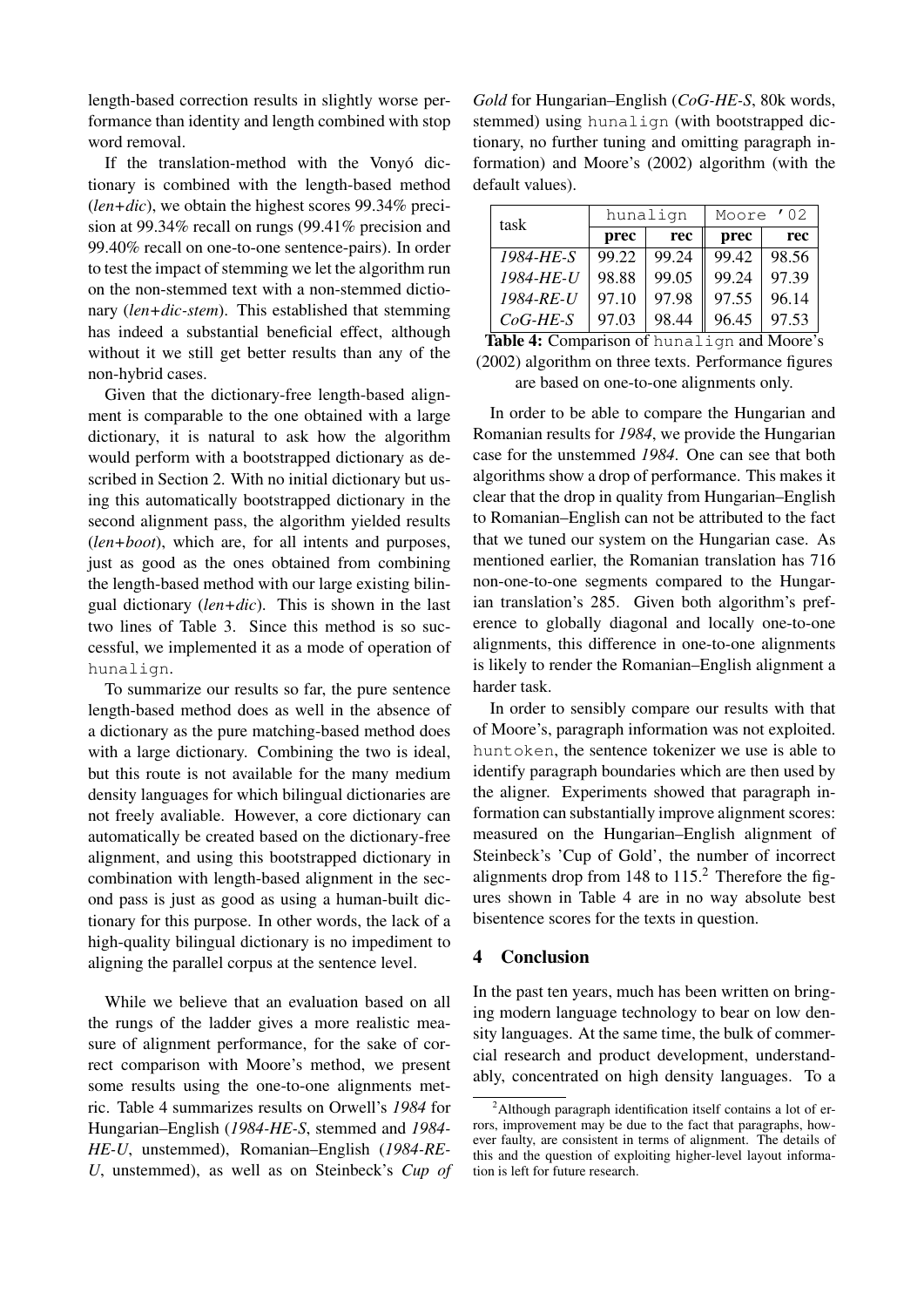length-based correction results in slightly worse performance than identity and length combined with stop word removal.

If the translation-method with the Vonyó dictionary is combined with the length-based method (*len+dic*), we obtain the highest scores 99.34% precision at 99.34% recall on rungs (99.41% precision and 99.40% recall on one-to-one sentence-pairs). In order to test the impact of stemming we let the algorithm run on the non-stemmed text with a non-stemmed dictionary (*len+dic-stem*). This established that stemming has indeed a substantial beneficial effect, although without it we still get better results than any of the non-hybrid cases.

Given that the dictionary-free length-based alignment is comparable to the one obtained with a large dictionary, it is natural to ask how the algorithm would perform with a bootstrapped dictionary as described in Section 2. With no initial dictionary but using this automatically bootstrapped dictionary in the second alignment pass, the algorithm yielded results (*len+boot*), which are, for all intents and purposes, just as good as the ones obtained from combining the length-based method with our large existing bilingual dictionary (*len+dic*). This is shown in the last two lines of Table 3. Since this method is so successful, we implemented it as a mode of operation of `hunalign`.

To summarize our results so far, the pure sentence length-based method does as well in the absence of a dictionary as the pure matching-based method does with a large dictionary. Combining the two is ideal, but this route is not available for the many medium density languages for which bilingual dictionaries are not freely avaliable. However, a core dictionary can automatically be created based on the dictionary-free alignment, and using this bootstrapped dictionary in combination with length-based alignment in the second pass is just as good as using a human-built dictionary for this purpose. In other words, the lack of a high-quality bilingual dictionary is no impediment to aligning the parallel corpus at the sentence level.

While we believe that an evaluation based on all the rungs of the ladder gives a more realistic measure of alignment performance, for the sake of correct comparison with Moore's method, we present some results using the one-to-one alignments metric. Table 4 summarizes results on Orwell's *1984* for Hungarian–English (*1984-HE-S*, stemmed and *1984-HE-U*, unstemmed), Romanian–English (*1984-RE-U*, unstemmed), as well as on Steinbeck's *Cup of Gold* for Hungarian–English (*CoG-HE-S*, 80k words, stemmed) using `hunalign` (with bootstrapped dictionary, no further tuning and omitting paragraph information) and Moore's (2002) algorithm (with the default values).

| task | `hunalign` | | `Moore '02` | |
|---|---|---|---|---|
| | **prec** | **rec** | **prec** | **rec** |
| *1984-HE-S* | 99.22 | 99.24 | 99.42 | 98.56 |
| *1984-HE-U* | 98.88 | 99.05 | 99.24 | 97.39 |
| *1984-RE-U* | 97.10 | 97.98 | 97.55 | 96.14 |
| *CoG-HE-S* | 97.03 | 98.44 | 96.45 | 97.53 |

**Table 4:** Comparison of `hunalign` and Moore's (2002) algorithm on three texts. Performance figures are based on one-to-one alignments only.

In order to be able to compare the Hungarian and Romanian results for *1984*, we provide the Hungarian case for the unstemmed *1984*. One can see that both algorithms show a drop of performance. This makes it clear that the drop in quality from Hungarian–English to Romanian–English can not be attributed to the fact that we tuned our system on the Hungarian case. As mentioned earlier, the Romanian translation has 716 non-one-to-one segments compared to the Hungarian translation's 285. Given both algorithm's preference to globally diagonal and locally one-to-one alignments, this difference in one-to-one alignments is likely to render the Romanian–English alignment a harder task.

In order to sensibly compare our results with that of Moore's, paragraph information was not exploited. `huntoken`, the sentence tokenizer we use is able to identify paragraph boundaries which are then used by the aligner. Experiments showed that paragraph information can substantially improve alignment scores: measured on the Hungarian–English alignment of Steinbeck's 'Cup of Gold', the number of incorrect alignments drop from 148 to 115.[2] Therefore the figures shown in Table 4 are in no way absolute best bisentence scores for the texts in question.

## 4 Conclusion

In the past ten years, much has been written on bringing modern language technology to bear on low density languages. At the same time, the bulk of commercial research and product development, understandably, concentrated on high density languages. To a

[2] Although paragraph identification itself contains a lot of errors, improvement may be due to the fact that paragraphs, however faulty, are consistent in terms of alignment. The details of this and the question of exploiting higher-level layout information is left for future research.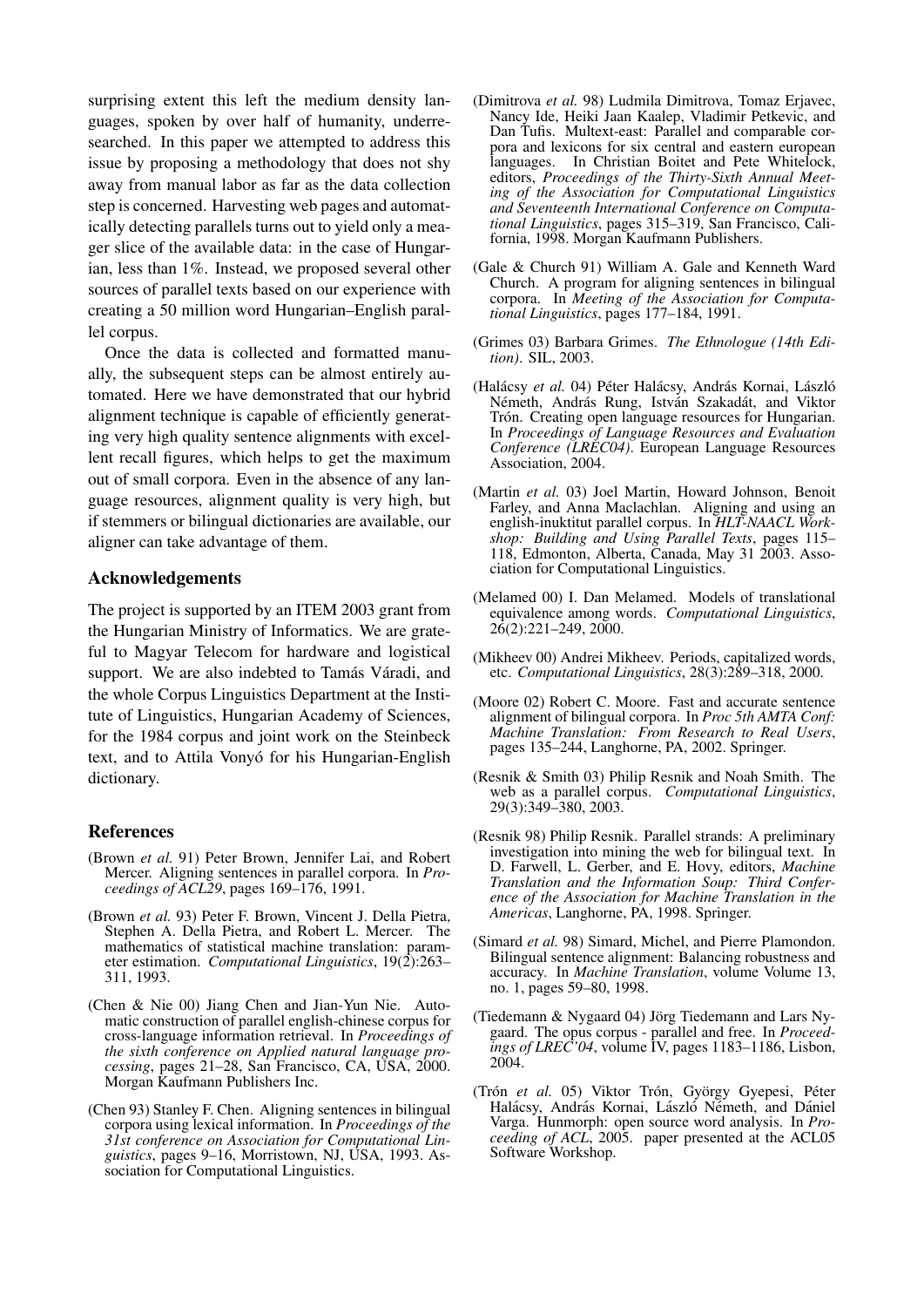surprising extent this left the medium density languages, spoken by over half of humanity, underresearched. In this paper we attempted to address this issue by proposing a methodology that does not shy away from manual labor as far as the data collection step is concerned. Harvesting web pages and automatically detecting parallels turns out to yield only a meager slice of the available data: in the case of Hungarian, less than 1%. Instead, we proposed several other sources of parallel texts based on our experience with creating a 50 million word Hungarian–English parallel corpus.

Once the data is collected and formatted manually, the subsequent steps can be almost entirely automated. Here we have demonstrated that our hybrid alignment technique is capable of efficiently generating very high quality sentence alignments with excellent recall figures, which helps to get the maximum out of small corpora. Even in the absence of any language resources, alignment quality is very high, but if stemmers or bilingual dictionaries are available, our aligner can take advantage of them.

## Acknowledgements

The project is supported by an ITEM 2003 grant from the Hungarian Ministry of Informatics. We are grateful to Magyar Telecom for hardware and logistical support. We are also indebted to Tamás Váradi, and the whole Corpus Linguistics Department at the Institute of Linguistics, Hungarian Academy of Sciences, for the 1984 corpus and joint work on the Steinbeck text, and to Attila Vonyó for his Hungarian-English dictionary.

## References

(Brown *et al.* 91) Peter Brown, Jennifer Lai, and Robert Mercer. Aligning sentences in parallel corpora. In *Proceedings of ACL29*, pages 169–176, 1991.

(Brown *et al.* 93) Peter F. Brown, Vincent J. Della Pietra, Stephen A. Della Pietra, and Robert L. Mercer. The mathematics of statistical machine translation: parameter estimation. *Computational Linguistics*, 19(2):263–311, 1993.

(Chen & Nie 00) Jiang Chen and Jian-Yun Nie. Automatic construction of parallel english-chinese corpus for cross-language information retrieval. In *Proceedings of the sixth conference on Applied natural language processing*, pages 21–28, San Francisco, CA, USA, 2000. Morgan Kaufmann Publishers Inc.

(Chen 93) Stanley F. Chen. Aligning sentences in bilingual corpora using lexical information. In *Proceedings of the 31st conference on Association for Computational Linguistics*, pages 9–16, Morristown, NJ, USA, 1993. Association for Computational Linguistics.

(Dimitrova *et al.* 98) Ludmila Dimitrova, Tomaz Erjavec, Nancy Ide, Heiki Jaan Kaalep, Vladimir Petkevic, and Dan Tufis. Multext-east: Parallel and comparable corpora and lexicons for six central and eastern european languages. In Christian Boitet and Pete Whitelock, editors, *Proceedings of the Thirty-Sixth Annual Meeting of the Association for Computational Linguistics and Seventeenth International Conference on Computational Linguistics*, pages 315–319, San Francisco, California, 1998. Morgan Kaufmann Publishers.

(Gale & Church 91) William A. Gale and Kenneth Ward Church. A program for aligning sentences in bilingual corpora. In *Meeting of the Association for Computational Linguistics*, pages 177–184, 1991.

(Grimes 03) Barbara Grimes. *The Ethnologue (14th Edition)*. SIL, 2003.

(Halácsy *et al.* 04) Péter Halácsy, András Kornai, László Németh, András Rung, István Szakadát, and Viktor Trón. Creating open language resources for Hungarian. In *Proceedings of Language Resources and Evaluation Conference (LREC04)*. European Language Resources Association, 2004.

(Martin *et al.* 03) Joel Martin, Howard Johnson, Benoit Farley, and Anna Maclachlan. Aligning and using an english-inuktitut parallel corpus. In *HLT-NAACL Workshop: Building and Using Parallel Texts*, pages 115–118, Edmonton, Alberta, Canada, May 31 2003. Association for Computational Linguistics.

(Melamed 00) I. Dan Melamed. Models of translational equivalence among words. *Computational Linguistics*, 26(2):221–249, 2000.

(Mikheev 00) Andrei Mikheev. Periods, capitalized words, etc. *Computational Linguistics*, 28(3):289–318, 2000.

(Moore 02) Robert C. Moore. Fast and accurate sentence alignment of bilingual corpora. In *Proc 5th AMTA Conf: Machine Translation: From Research to Real Users*, pages 135–244, Langhorne, PA, 2002. Springer.

(Resnik & Smith 03) Philip Resnik and Noah Smith. The web as a parallel corpus. *Computational Linguistics*, 29(3):349–380, 2003.

(Resnik 98) Philip Resnik. Parallel strands: A preliminary investigation into mining the web for bilingual text. In D. Farwell, L. Gerber, and E. Hovy, editors, *Machine Translation and the Information Soup: Third Conference of the Association for Machine Translation in the Americas*, Langhorne, PA, 1998. Springer.

(Simard *et al.* 98) Simard, Michel, and Pierre Plamondon. Bilingual sentence alignment: Balancing robustness and accuracy. In *Machine Translation*, volume Volume 13, no. 1, pages 59–80, 1998.

(Tiedemann & Nygaard 04) Jörg Tiedemann and Lars Nygaard. The opus corpus - parallel and free. In *Proceedings of LREC'04*, volume IV, pages 1183–1186, Lisbon, 2004.

(Trón *et al.* 05) Viktor Trón, György Gyepesi, Péter Halácsy, András Kornai, László Németh, and Dániel Varga. Hunmorph: open source word analysis. In *Proceeding of ACL*, 2005. paper presented at the ACL05 Software Workshop.